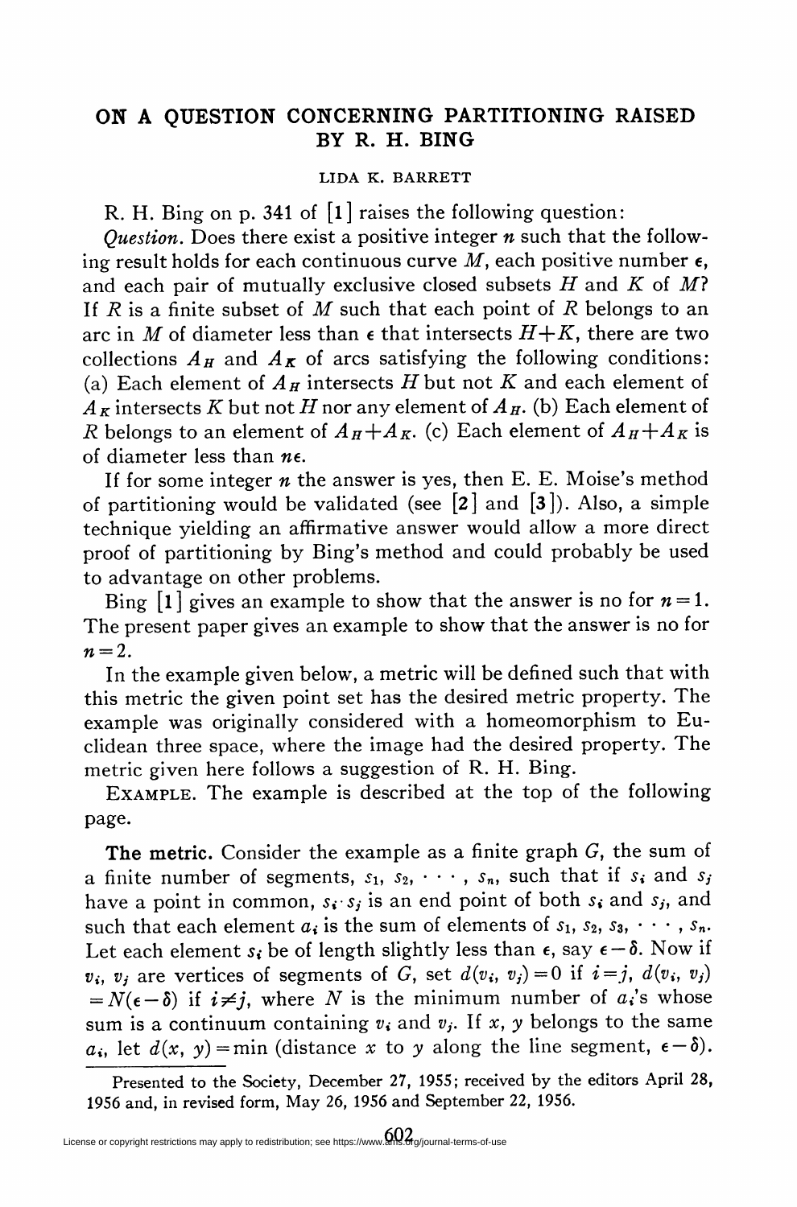# ON A QUESTION CONCERNING PARTITIONING RAISED BY R. H. BING

LIDA K. BARRETT

R. H. Bing on p. 341 of [1] raises the following question:

*Question.* Does there exist a positive integer $n$ such that the following result holds for each continuous curve $M$, each positive number $\epsilon$, and each pair of mutually exclusive closed subsets $H$ and $K$ of $M$? If $R$ is a finite subset of $M$ such that each point of $R$ belongs to an arc in $M$ of diameter less than $\epsilon$ that intersects $H+K$, there are two collections $A_H$ and $A_K$ of arcs satisfying the following conditions: (a) Each element of $A_H$ intersects $H$ but not $K$ and each element of $A_K$ intersects $K$ but not $H$ nor any element of $A_H$. (b) Each element of $R$ belongs to an element of $A_H+A_K$. (c) Each element of $A_H+A_K$ is of diameter less than $n\epsilon$.

If for some integer $n$ the answer is yes, then E. E. Moise's method of partitioning would be validated (see [2] and [3]). Also, a simple technique yielding an affirmative answer would allow a more direct proof of partitioning by Bing's method and could probably be used to advantage on other problems.

Bing [1] gives an example to show that the answer is no for $n=1$. The present paper gives an example to show that the answer is no for $n=2$.

In the example given below, a metric will be defined such that with this metric the given point set has the desired metric property. The example was originally considered with a homeomorphism to Euclidean three space, where the image had the desired property. The metric given here follows a suggestion of R. H. Bing.

EXAMPLE. The example is described at the top of the following page.

**The metric.** Consider the example as a finite graph $G$, the sum of a finite number of segments, $s_1, s_2, \cdots, s_n$, such that if $s_i$ and $s_j$ have a point in common, $s_i \cdot s_j$ is an end point of both $s_i$ and $s_j$, and such that each element $a_i$ is the sum of elements of $s_1, s_2, s_3, \cdots, s_n$. Let each element $s_i$ be of length slightly less than $\epsilon$, say $\epsilon-\delta$. Now if $v_i$, $v_j$ are vertices of segments of $G$, set $d(v_i, v_j)=0$ if $i=j$, $d(v_i, v_j) = N(\epsilon-\delta)$ if $i \neq j$, where $N$ is the minimum number of $a_i$'s whose sum is a continuum containing $v_i$ and $v_j$. If $x$, $y$ belongs to the same $a_i$, let $d(x, y) = \min$ (distance $x$ to $y$ along the line segment, $\epsilon-\delta$).

Presented to the Society, December 27, 1955; received by the editors April 28, 1956 and, in revised form, May 26, 1956 and September 22, 1956.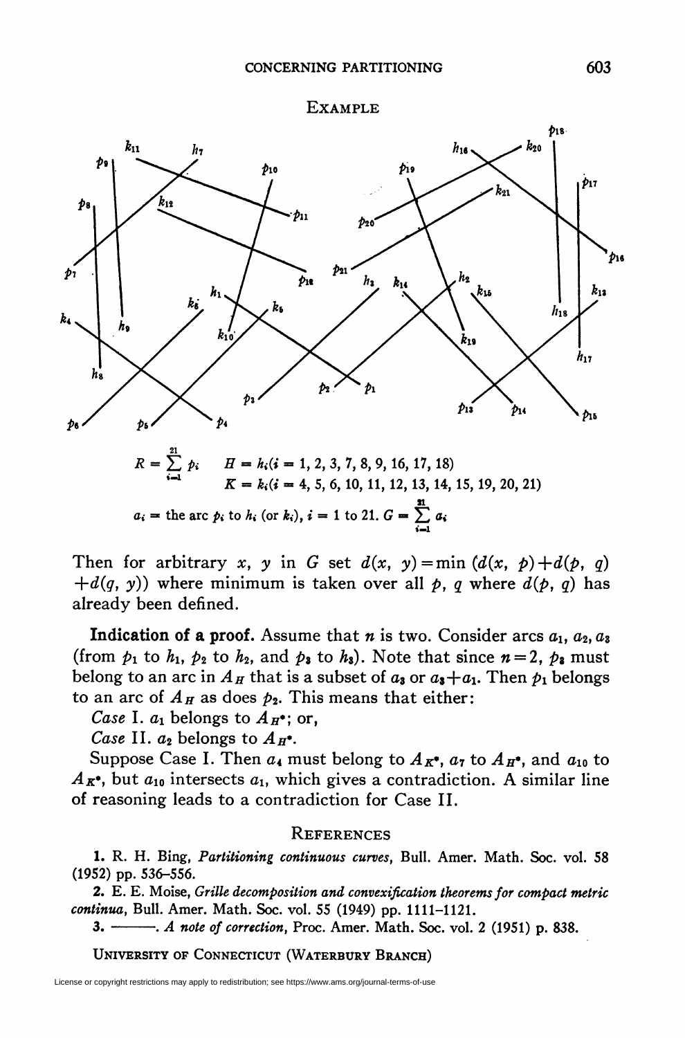## Example

$k_{11}$ $h_7$ $p_9$ $p_{10}$ $p_8$ $k_{12}$ $p_{11}$ $p_7$ $p_{12}$ $k_6$ $h_1$ $k_5$ $k_4$ $h_9$ $k_{10}$ $h_8$ $p_6$ $p_5$ $p_4$ $p_3$ $p_2$ $p_1$ $h_{16}$ $k_{20}$ $p_{18}$ $p_{19}$ $p_{17}$ $k_{21}$ $p_{20}$ $p_{16}$ $p_{21}$ $h_3$ $k_{14}$ $h_2$ $k_{15}$ $k_{13}$ $h_{18}$ $k_{19}$ $h_{17}$ $p_{13}$ $p_{14}$ $p_{15}$

$$R = \sum_{i=1}^{21} p_i \qquad H = h_i(i = 1, 2, 3, 7, 8, 9, 16, 17, 18)$$

$$K = k_i(i = 4, 5, 6, 10, 11, 12, 13, 14, 15, 19, 20, 21)$$

$$a_i = \text{the arc } p_i \text{ to } h_i \text{ (or } k_i\text{)}, \ i = 1 \text{ to } 21. \ G = \sum_{i=1}^{21} a_i$$

Then for arbitrary $x$, $y$ in $G$ set $d(x, y) = \min (d(x, p) + d(p, q) + d(q, y))$ where minimum is taken over all $p$, $q$ where $d(p, q)$ has already been defined.

**Indication of a proof.** Assume that $n$ is two. Consider arcs $a_1, a_2, a_3$ (from $p_1$ to $h_1$, $p_2$ to $h_2$, and $p_3$ to $h_3$). Note that since $n = 2$, $p_3$ must belong to an arc in $A_H$ that is a subset of $a_3$ or $a_3 + a_1$. Then $p_1$ belongs to an arc of $A_H$ as does $p_2$. This means that either:

*Case* I. $a_1$ belongs to $A_{H^*}$; or,

*Case* II. $a_2$ belongs to $A_{H^*}$.

Suppose Case I. Then $a_4$ must belong to $A_{K^*}$, $a_7$ to $A_{H^*}$, and $a_{10}$ to $A_{K^*}$, but $a_{10}$ intersects $a_1$, which gives a contradiction. A similar line of reasoning leads to a contradiction for Case II.

## References

1. R. H. Bing, *Partitioning continuous curves*, Bull. Amer. Math. Soc. vol. 58 (1952) pp. 536–556.

2. E. E. Moise, *Grille decomposition and convexification theorems for compact metric continua*, Bull. Amer. Math. Soc. vol. 55 (1949) pp. 1111–1121.

3. ———. *A note of correction*, Proc. Amer. Math. Soc. vol. 2 (1951) p. 838.

University of Connecticut (Waterbury Branch)

License or copyright restrictions may apply to redistribution; see https://www.ams.org/journal-terms-of-use